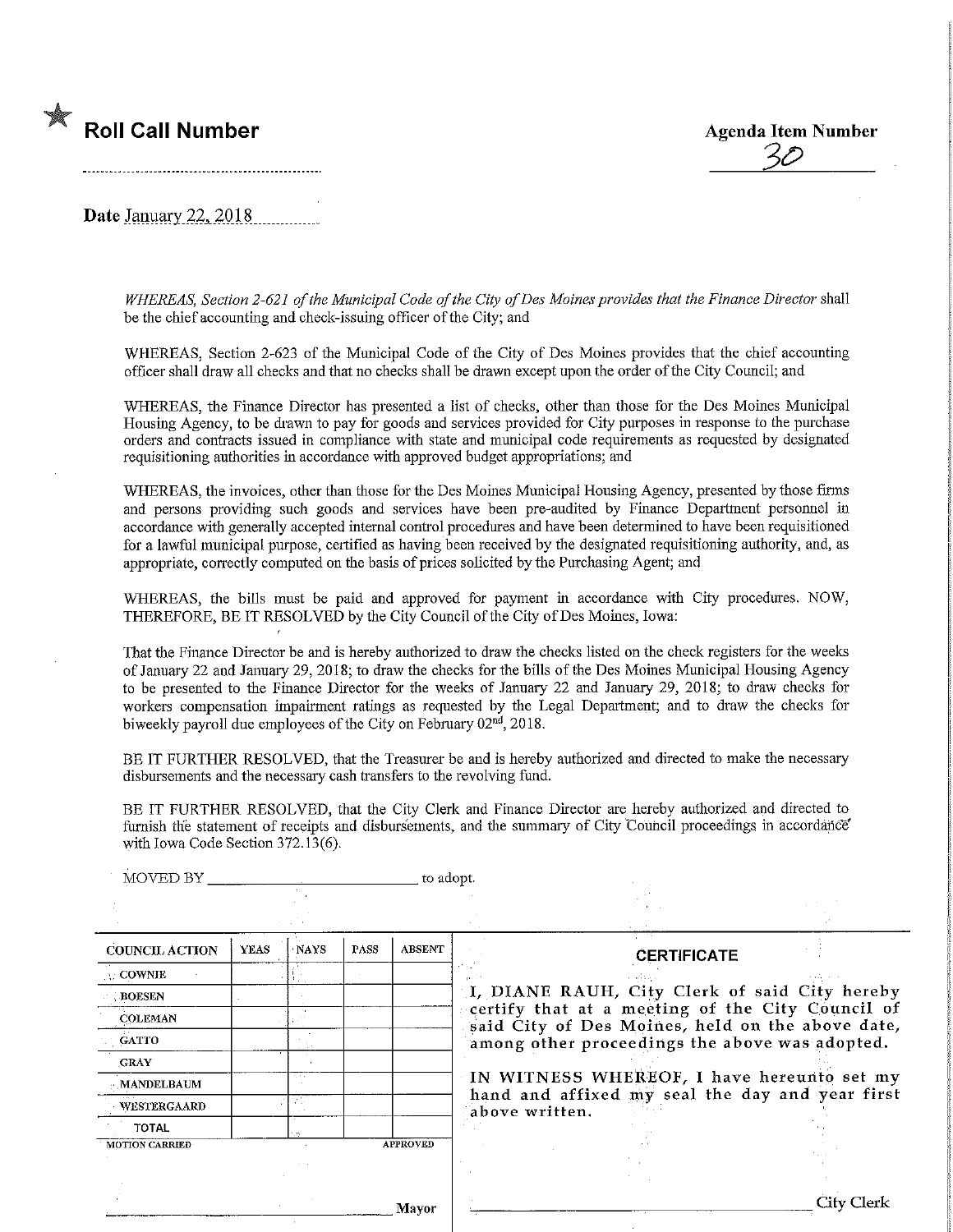★ **Roll Call Number**

**Agenda Item Number**

30

**Date** January 22, 2018

*WHEREAS, Section 2-621 of the Municipal Code of the City of Des Moines provides that the Finance Director* shall be the chief accounting and check-issuing officer of the City; and

WHEREAS, Section 2-623 of the Municipal Code of the City of Des Moines provides that the chief accounting officer shall draw all checks and that no checks shall be drawn except upon the order of the City Council; and

WHEREAS, the Finance Director has presented a list of checks, other than those for the Des Moines Municipal Housing Agency, to be drawn to pay for goods and services provided for City purposes in response to the purchase orders and contracts issued in compliance with state and municipal code requirements as requested by designated requisitioning authorities in accordance with approved budget appropriations; and

WHEREAS, the invoices, other than those for the Des Moines Municipal Housing Agency, presented by those firms and persons providing such goods and services have been pre-audited by Finance Department personnel in accordance with generally accepted internal control procedures and have been determined to have been requisitioned for a lawful municipal purpose, certified as having been received by the designated requisitioning authority, and, as appropriate, correctly computed on the basis of prices solicited by the Purchasing Agent; and

WHEREAS, the bills must be paid and approved for payment in accordance with City procedures. NOW, THEREFORE, BE IT RESOLVED by the City Council of the City of Des Moines, Iowa:

That the Finance Director be and is hereby authorized to draw the checks listed on the check registers for the weeks of January 22 and January 29, 2018; to draw the checks for the bills of the Des Moines Municipal Housing Agency to be presented to the Finance Director for the weeks of January 22 and January 29, 2018; to draw checks for workers compensation impairment ratings as requested by the Legal Department; and to draw the checks for biweekly payroll due employees of the City on February 02nd, 2018.

BE IT FURTHER RESOLVED, that the Treasurer be and is hereby authorized and directed to make the necessary disbursements and the necessary cash transfers to the revolving fund.

BE IT FURTHER RESOLVED, that the City Clerk and Finance Director are hereby authorized and directed to furnish the statement of receipts and disbursements, and the summary of City Council proceedings in accordance with Iowa Code Section 372.13(6).

MOVED BY \_\_\_\_\_\_\_\_\_\_\_\_\_\_\_\_\_\_\_\_\_\_\_\_ to adopt.

| COUNCIL ACTION | YEAS | NAYS | PASS | ABSENT |
|---|---|---|---|---|
| COWNIE | | | | |
| BOESEN | | | | |
| COLEMAN | | | | |
| GATTO | | | | |
| GRAY | | | | |
| MANDELBAUM | | | | |
| WESTERGAARD | | | | |
| TOTAL | | | | |

MOTION CARRIED APPROVED

\_\_\_\_\_\_\_\_\_\_\_\_\_\_\_\_\_\_\_\_\_\_\_\_ Mayor

**CERTIFICATE**

I, DIANE RAUH, City Clerk of said City hereby certify that at a meeting of the City Council of said City of Des Moines, held on the above date, among other proceedings the above was adopted.

IN WITNESS WHEREOF, I have hereunto set my hand and affixed my seal the day and year first above written.

\_\_\_\_\_\_\_\_\_\_\_\_\_\_\_\_\_\_\_\_\_\_\_\_ City Clerk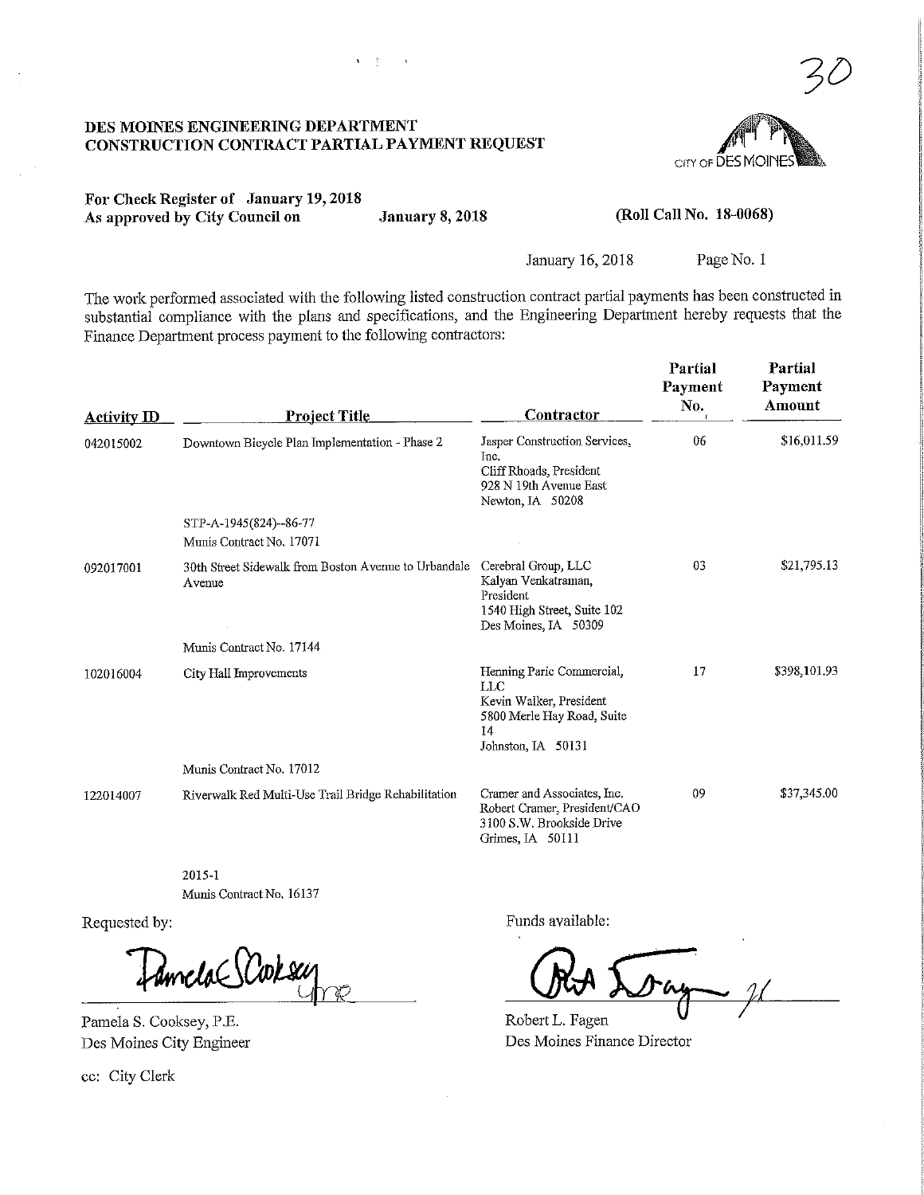30

**DES MOINES ENGINEERING DEPARTMENT**
**CONSTRUCTION CONTRACT PARTIAL PAYMENT REQUEST**

CITY OF DES MOINES

**For Check Register of January 19, 2018**
**As approved by City Council on January 8, 2018 (Roll Call No. 18-0068)**

January 16, 2018 Page No. 1

The work performed associated with the following listed construction contract partial payments has been constructed in substantial compliance with the plans and specifications, and the Engineering Department hereby requests that the Finance Department process payment to the following contractors:

| Activity ID | Project Title | Contractor | Partial Payment No. | Partial Payment Amount |
|---|---|---|---|---|
| 042015002 | Downtown Bicycle Plan Implementation - Phase 2<br>STP-A-1945(824)--86-77<br>Munis Contract No. 17071 | Jasper Construction Services, Inc.<br>Cliff Rhoads, President<br>928 N 19th Avenue East<br>Newton, IA 50208 | 06 | $16,011.59 |
| 092017001 | 30th Street Sidewalk from Boston Avenue to Urbandale Avenue<br>Munis Contract No. 17144 | Cerebral Group, LLC<br>Kalyan Venkatraman, President<br>1540 High Street, Suite 102<br>Des Moines, IA 50309 | 03 | $21,795.13 |
| 102016004 | City Hall Improvements<br>Munis Contract No. 17012 | Henning Paric Commercial, LLC<br>Kevin Walker, President<br>5800 Merle Hay Road, Suite 14<br>Johnston, IA 50131 | 17 | $398,101.93 |
| 122014007 | Riverwalk Red Multi-Use Trail Bridge Rehabilitation<br>2015-1<br>Munis Contract No. 16137 | Cramer and Associates, Inc.<br>Robert Cramer, President/CAO<br>3100 S.W. Brookside Drive<br>Grimes, IA 50111 | 09 | $37,345.00 |

Requested by:

Pamela S. Cooksey, P.E.
Des Moines City Engineer

Funds available:

Robert L. Fagen
Des Moines Finance Director

cc: City Clerk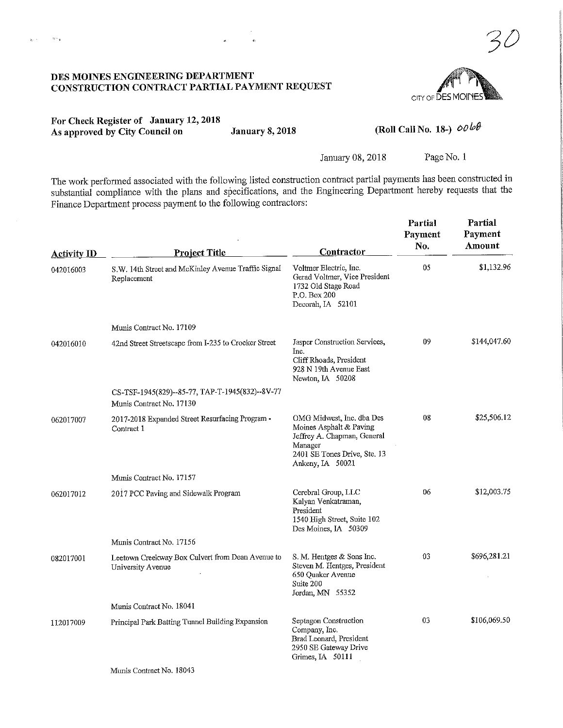30

# DES MOINES ENGINEERING DEPARTMENT
# CONSTRUCTION CONTRACT PARTIAL PAYMENT REQUEST

CITY OF DES MOINES

**For Check Register of January 12, 2018**
**As approved by City Council on January 8, 2018**

**(Roll Call No. 18-)** 0068

January 08, 2018

The work performed associated with the following listed construction contract partial payments has been constructed in substantial compliance with the plans and specifications, and the Engineering Department hereby requests that the Finance Department process payment to the following contractors:

| Activity ID | Project Title | Contractor | Partial Payment No. | Partial Payment Amount |
|---|---|---|---|---|
| 042016003 | S.W. 14th Street and McKinley Avenue Traffic Signal Replacement<br><br>Munis Contract No. 17109 | Voltmer Electric, Inc.<br>Gerad Voltmer, Vice President<br>1732 Old Stage Road<br>P.O. Box 200<br>Decorah, IA 52101 | 05 | $1,132.96 |
| 042016010 | 42nd Street Streetscape from I-235 to Crocker Street<br><br>CS-TSF-1945(829)--85-77, TAP-T-1945(832)--8V-77<br>Munis Contract No. 17130 | Jasper Construction Services, Inc.<br>Cliff Rhoads, President<br>928 N 19th Avenue East<br>Newton, IA 50208 | 09 | $144,047.60 |
| 062017007 | 2017-2018 Expanded Street Resurfacing Program - Contract 1<br><br>Munis Contract No. 17157 | OMG Midwest, Inc. dba Des Moines Asphalt & Paving<br>Jeffrey A. Chapman, General Manager<br>2401 SE Tones Drive, Ste. 13<br>Ankeny, IA 50021 | 08 | $25,506.12 |
| 062017012 | 2017 PCC Paving and Sidewalk Program<br><br>Munis Contract No. 17156 | Cerebral Group, LLC<br>Kalyan Venkatraman, President<br>1540 High Street, Suite 102<br>Des Moines, IA 50309 | 06 | $12,003.75 |
| 082017001 | Leetown Creekway Box Culvert from Dean Avenue to University Avenue<br><br>Munis Contract No. 18041 | S. M. Hentges & Sons Inc.<br>Steven M. Hentges, President<br>650 Quaker Avenue<br>Suite 200<br>Jordan, MN 55352 | 03 | $696,281.21 |
| 112017009 | Principal Park Batting Tunnel Building Expansion<br><br>Munis Contract No. 18043 | Septagon Construction Company, Inc.<br>Brad Leonard, President<br>2950 SE Gateway Drive<br>Grimes, IA 50111 | 03 | $106,069.50 |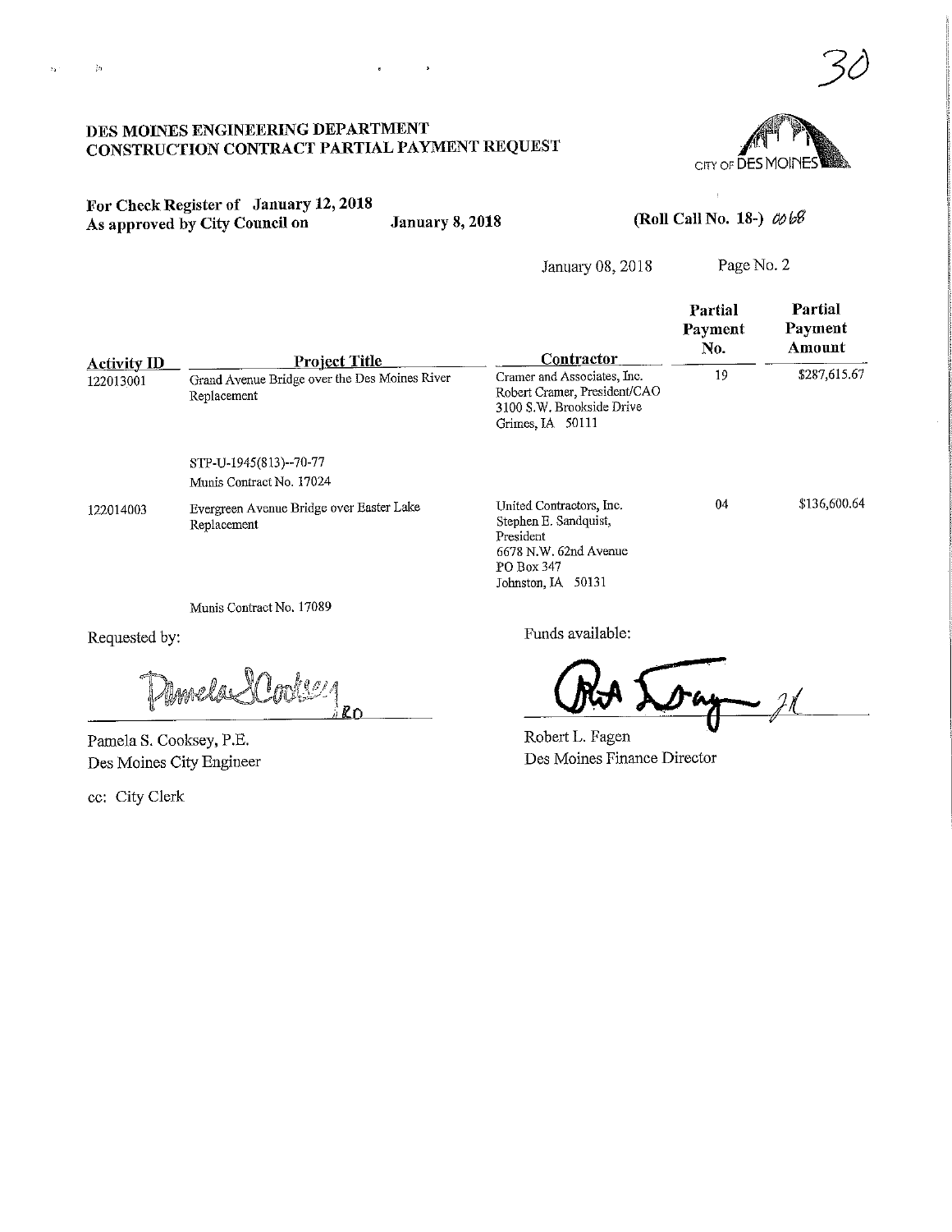30

## DES MOINES ENGINEERING DEPARTMENT
## CONSTRUCTION CONTRACT PARTIAL PAYMENT REQUEST

CITY OF DES MOINES

**For Check Register of January 12, 2018**
**As approved by City Council on January 8, 2018**

**(Roll Call No. 18-) 0068**

January 08, 2018 Page No. 2

| Activity ID | Project Title | Contractor | Partial Payment No. | Partial Payment Amount |
|---|---|---|---|---|
| 122013001 | Grand Avenue Bridge over the Des Moines River Replacement<br><br>STP-U-1945(813)--70-77<br>Munis Contract No. 17024 | Cramer and Associates, Inc.<br>Robert Cramer, President/CAO<br>3100 S.W. Brookside Drive<br>Grimes, IA 50111 | 19 | $287,615.67 |
| 122014003 | Evergreen Avenue Bridge over Easter Lake Replacement<br><br>Munis Contract No. 17089 | United Contractors, Inc.<br>Stephen E. Sandquist, President<br>6678 N.W. 62nd Avenue<br>PO Box 347<br>Johnston, IA 50131 | 04 | $136,600.64 |

Requested by:

Pamela S. Cooksey, P.E.
Des Moines City Engineer

Funds available:

Robert L. Fagen
Des Moines Finance Director

cc: City Clerk